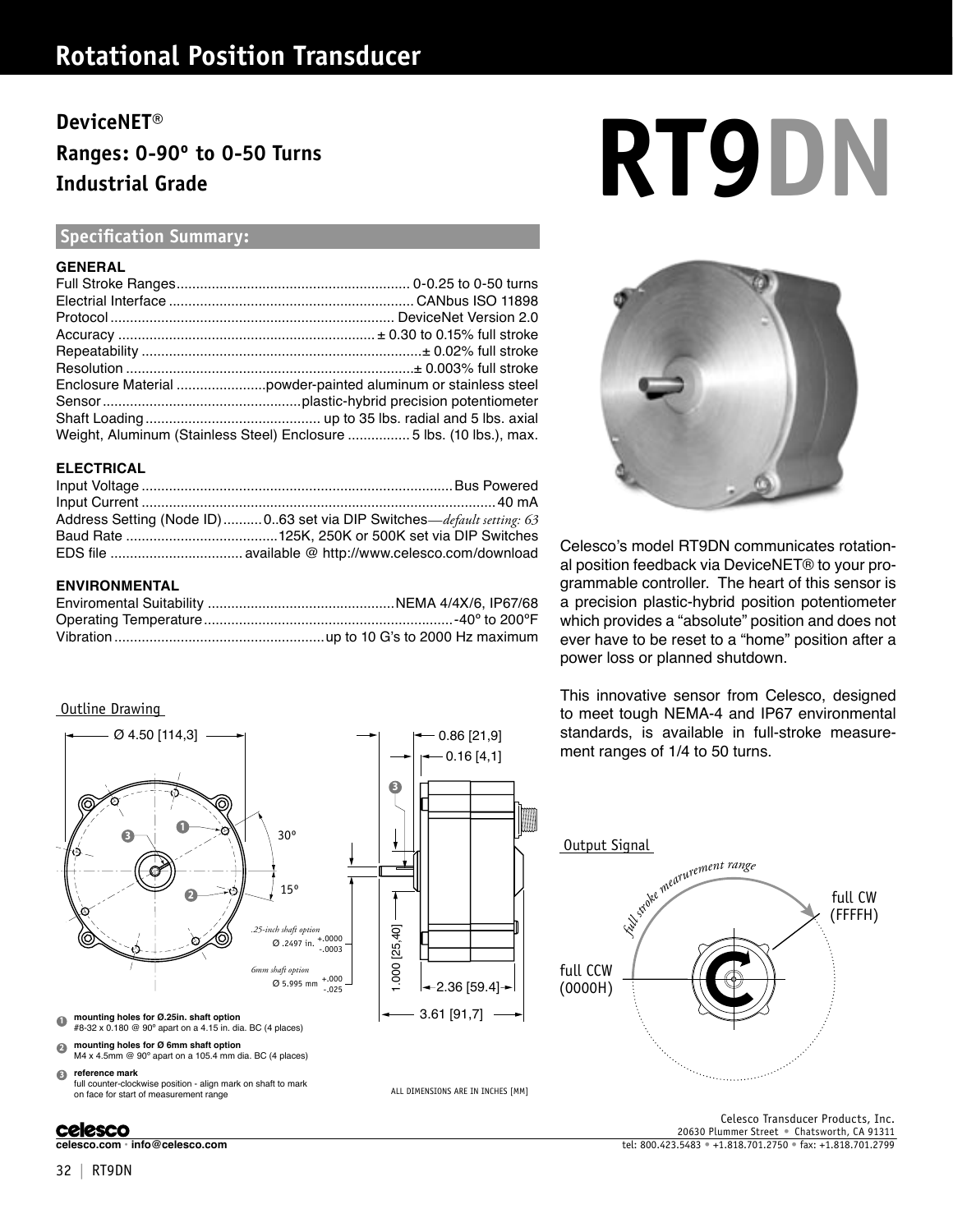# Rotational Position Transducer

## DeviceNET®
## Ranges: 0-90º to 0-50 Turns
## Industrial Grade

# RT9DN

### Specification Summary:

**GENERAL**

| | |
|---|---|
| Full Stroke Ranges | 0-0.25 to 0-50 turns |
| Electrial Interface | CANbus ISO 11898 |
| Protocol | DeviceNet Version 2.0 |
| Accuracy | ± 0.30 to 0.15% full stroke |
| Repeatability | ± 0.02% full stroke |
| Resolution | ± 0.003% full stroke |
| Enclosure Material | powder-painted aluminum or stainless steel |
| Sensor | plastic-hybrid precision potentiometer |
| Shaft Loading | up to 35 lbs. radial and 5 lbs. axial |
| Weight, Aluminum (Stainless Steel) Enclosure | 5 lbs. (10 lbs.), max. |

**ELECTRICAL**

| | |
|---|---|
| Input Voltage | Bus Powered |
| Input Current | 40 mA |
| Address Setting (Node ID) | 0..63 set via DIP Switches—*default setting: 63* |
| Baud Rate | 125K, 250K or 500K set via DIP Switches |
| EDS file | available @ http://www.celesco.com/download |

**ENVIRONMENTAL**

| | |
|---|---|
| Enviromental Suitability | NEMA 4/4X/6, IP67/68 |
| Operating Temperature | -40º to 200ºF |
| Vibration | up to 10 G's to 2000 Hz maximum |

Celesco's model RT9DN communicates rotational position feedback via DeviceNET® to your programmable controller. The heart of this sensor is a precision plastic-hybrid position potentiometer which provides a "absolute" position and does not ever have to be reset to a "home" position after a power loss or planned shutdown.

This innovative sensor from Celesco, designed to meet tough NEMA-4 and IP67 environmental standards, is available in full-stroke measurement ranges of 1/4 to 50 turns.

**Outline Drawing**

Ø 4.50 [114,3]
30º
15º
*.25-inch shaft option* Ø .2497 in. +.0000 / -.0003
*6mm shaft option* Ø 5.995 mm +.000 / -.025
0.86 [21,9]
0.16 [4,1]
1.000 [25,40]
2.36 [59.4]
3.61 [91,7]

1. **mounting holes for Ø.25in. shaft option**
   #8-32 x 0.180 @ 90º apart on a 4.15 in. dia. BC (4 places)
2. **mounting holes for Ø 6mm shaft option**
   M4 x 4.5mm @ 90º apart on a 105.4 mm dia. BC (4 places)
3. **reference mark**
   full counter-clockwise position - align mark on shaft to mark on face for start of measurement range

ALL DIMENSIONS ARE IN INCHES [MM]

**Output Signal**

*full stroke mearurement range*
full CW (FFFFH)
full CCW (0000H)

celesco.com • info@celesco.com

Celesco Transducer Products, Inc.
20630 Plummer Street • Chatsworth, CA 91311
tel: 800.423.5483 • +1.818.701.2750 • fax: +1.818.701.2799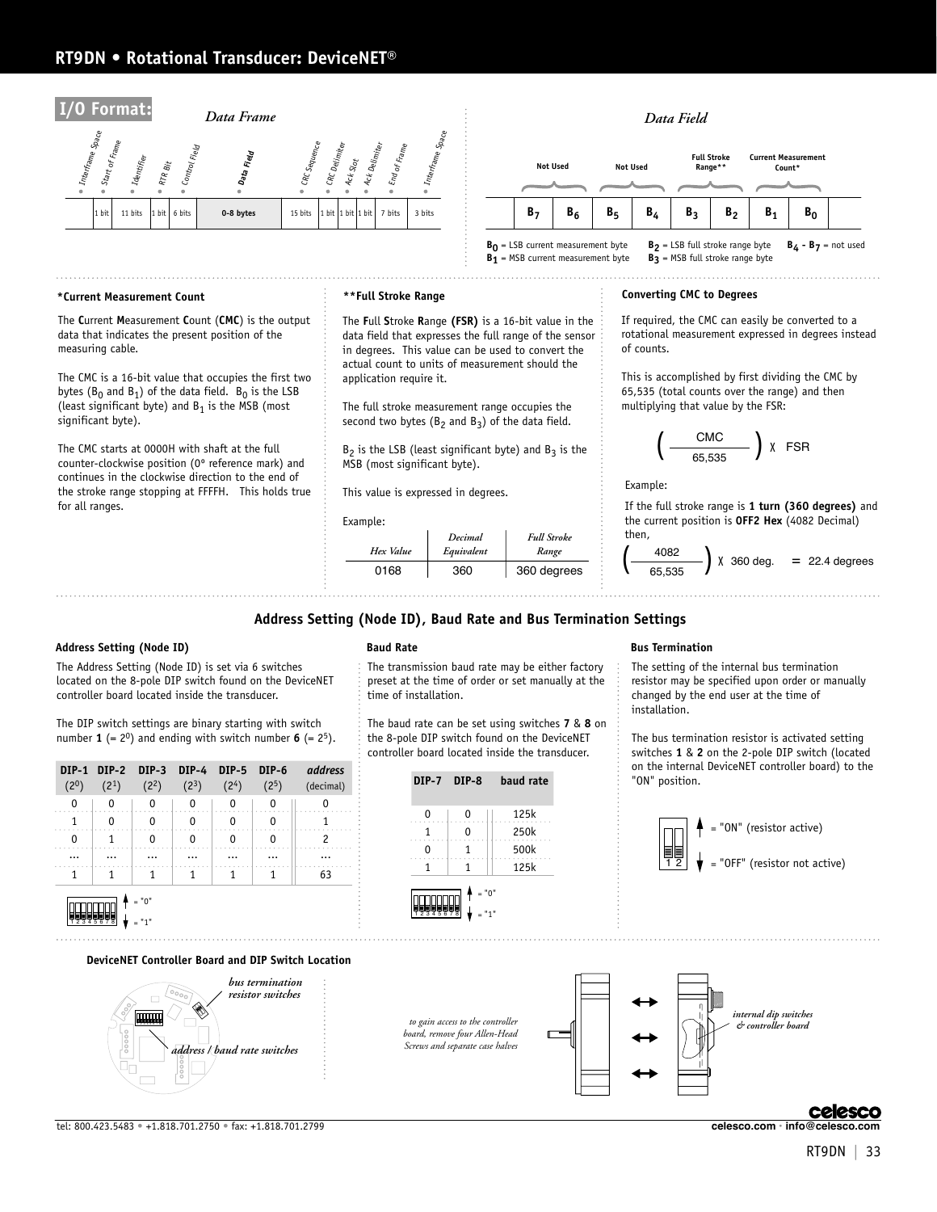## RT9DN • Rotational Transducer: DeviceNET®

### I/O Format:

*Data Frame*

| Interframe Space | Start of Frame | Identifier | RTR Bit | Control Field | **Data Field** | CRC Sequence | CRC Delimiter | Ack Slot | Ack Delimiter | End of Frame | Interframe Space |
|---|---|---|---|---|---|---|---|---|---|---|---|
| | 1 bit | 11 bits | 1 bit | 6 bits | **0-8 bytes** | 15 bits | 1 bit | 1 bit | 1 bit | 7 bits | 3 bits |

*Data Field*

| Not Used | | Not Used | | Full Stroke Range** | | Current Measurement Count* | |
|---|---|---|---|---|---|---|---|
| $B_7$ | $B_6$ | $B_5$ | $B_4$ | $B_3$ | $B_2$ | $B_1$ | $B_0$ |

$B_0$ = LSB current measurement byte
$B_1$ = MSB current measurement byte
$B_2$ = LSB full stroke range byte
$B_3$ = MSB full stroke range byte
$B_4$ - $B_7$ = not used

#### *Current Measurement Count

The **C**urrent **M**easurement **C**ount (**CMC**) is the output data that indicates the present position of the measuring cable.

The CMC is a 16-bit value that occupies the first two bytes ($B_0$ and $B_1$) of the data field. $B_0$ is the LSB (least significant byte) and $B_1$ is the MSB (most significant byte).

The CMC starts at 0000H with shaft at the full counter-clockwise position (0° reference mark) and continues in the clockwise direction to the end of the stroke range stopping at FFFFH. This holds true for all ranges.

#### **Full Stroke Range

The **F**ull **S**troke **R**ange **(FSR)** is a 16-bit value in the data field that expresses the full range of the sensor in degrees. This value can be used to convert the actual count to units of measurement should the application require it.

The full stroke measurement range occupies the second two bytes ($B_2$ and $B_3$) of the data field.

$B_2$ is the LSB (least significant byte) and $B_3$ is the MSB (most significant byte).

This value is expressed in degrees.

Example:

| *Hex Value* | *Decimal Equivalent* | *Full Stroke Range* |
|---|---|---|
| 0168 | 360 | 360 degrees |

#### Converting CMC to Degrees

If required, the CMC can easily be converted to a rotational measurement expressed in degrees instead of counts.

This is accomplished by first dividing the CMC by 65,535 (total counts over the range) and then multiplying that value by the FSR:

$$\left(\frac{\text{CMC}}{65{,}535}\right) \times \text{FSR}$$

Example:

If the full stroke range is **1 turn (360 degrees)** and the current position is **0FF2 Hex** (4082 Decimal) then,

$$\left(\frac{4082}{65{,}535}\right) \times 360 \text{ deg.} = 22.4 \text{ degrees}$$

### Address Setting (Node ID), Baud Rate and Bus Termination Settings

#### Address Setting (Node ID)

The Address Setting (Node ID) is set via 6 switches located on the 8-pole DIP switch found on the DeviceNET controller board located inside the transducer.

The DIP switch settings are binary starting with switch number **1** (= $2^0$) and ending with switch number **6** (= $2^5$).

| DIP-1 ($2^0$) | DIP-2 ($2^1$) | DIP-3 ($2^2$) | DIP-4 ($2^3$) | DIP-5 ($2^4$) | DIP-6 ($2^5$) | *address* (decimal) |
|---|---|---|---|---|---|---|
| 0 | 0 | 0 | 0 | 0 | 0 | 0 |
| 1 | 0 | 0 | 0 | 0 | 0 | 1 |
| 0 | 1 | 0 | 0 | 0 | 0 | 2 |
| ... | ... | ... | ... | ... | ... | ... |
| 1 | 1 | 1 | 1 | 1 | 1 | 63 |

↑ = "0"
↓ = "1"

#### Baud Rate

The transmission baud rate may be either factory preset at the time of order or set manually at the time of installation.

The baud rate can be set using switches **7** & **8** on the 8-pole DIP switch found on the DeviceNET controller board located inside the transducer.

| DIP-7 | DIP-8 | baud rate |
|---|---|---|
| 0 | 0 | 125k |
| 1 | 0 | 250k |
| 0 | 1 | 500k |
| 1 | 1 | 125k |

↑ = "0"
↓ = "1"

#### Bus Termination

The setting of the internal bus termination resistor may be specified upon order or manually changed by the end user at the time of installation.

The bus termination resistor is activated setting switches **1** & **2** on the 2-pole DIP switch (located on the internal DeviceNET controller board) to the "ON" position.

↑ = "ON" (resistor active)
↓ = "OFF" (resistor not active)

#### DeviceNET Controller Board and DIP Switch Location

*bus termination resistor switches*

*address / baud rate switches*

*to gain access to the controller board, remove four Allen-Head Screws and separate case halves*

*internal dip switches & controller board*

tel: 800.423.5483 • +1.818.701.2750 • fax: +1.818.701.2799

celesco.com · info@celesco.com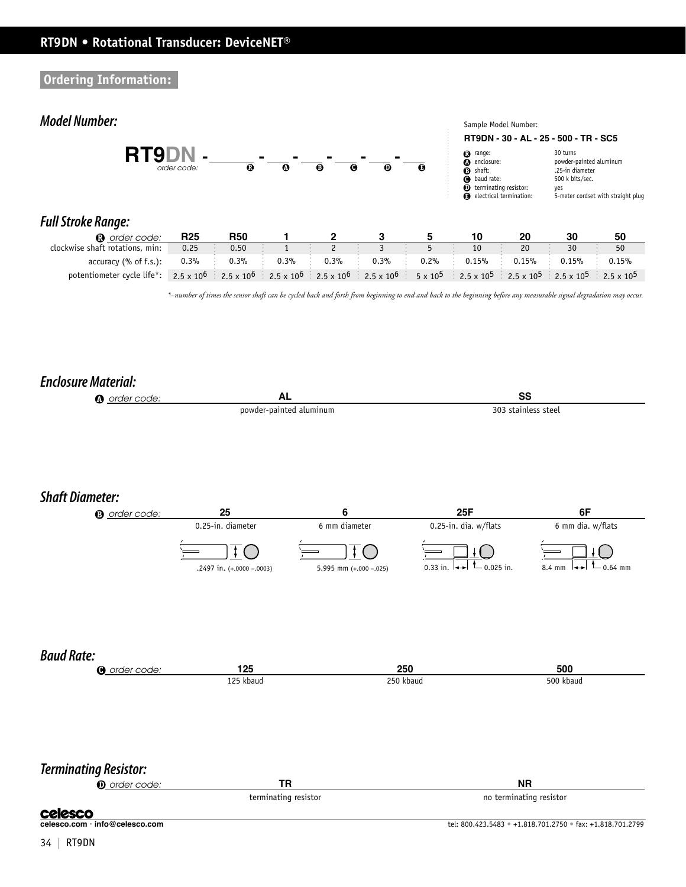## RT9DN • Rotational Transducer: DeviceNET®

### Ordering Information:

### *Model Number:*

**RT9DN** - ___ - ___ - ___ - ___ - ___ - ___

order code: R A B C D E

Sample Model Number:

**RT9DN - 30 - AL - 25 - 500 - TR - SC5**

| | | |
|---|---|---|
| R | range: | 30 turns |
| A | enclosure: | powder-painted aluminum |
| B | shaft: | .25-in diameter |
| C | baud rate: | 500 k bits/sec. |
| D | terminating resistor: | yes |
| E | electrical termination: | 5-meter cordset with straight plug |

### *Full Stroke Range:*

| R *order code:* | R25 | R50 | 1 | 2 | 3 | 5 | 10 | 20 | 30 | 50 |
|---|---|---|---|---|---|---|---|---|---|---|
| clockwise shaft rotations, min: | 0.25 | 0.50 | 1 | 2 | 3 | 5 | 10 | 20 | 30 | 50 |
| accuracy (% of f.s.): | 0.3% | 0.3% | 0.3% | 0.3% | 0.3% | 0.2% | 0.15% | 0.15% | 0.15% | 0.15% |
| potentiometer cycle life*: | $2.5 \times 10^6$ | $2.5 \times 10^6$ | $2.5 \times 10^6$ | $2.5 \times 10^6$ | $2.5 \times 10^6$ | $5 \times 10^5$ | $2.5 \times 10^5$ | $2.5 \times 10^5$ | $2.5 \times 10^5$ | $2.5 \times 10^5$ |

*\*–number of times the sensor shaft can be cycled back and forth from beginning to end and back to the beginning before any measurable signal degradation may occur.*

### *Enclosure Material:*

| A *order code:* | AL | SS |
|---|---|---|
| | powder-painted aluminum | 303 stainless steel |

### *Shaft Diameter:*

| B *order code:* | 25 | 6 | 25F | 6F |
|---|---|---|---|---|
| | 0.25-in. diameter | 6 mm diameter | 0.25-in. dia. w/flats | 6 mm dia. w/flats |
| | .2497 in. (+.0000 –.0003) | 5.995 mm (+.000 –.025) | 0.33 in. / 0.025 in. | 8.4 mm / 0.64 mm |

### *Baud Rate:*

| C *order code:* | 125 | 250 | 500 |
|---|---|---|---|
| | 125 kbaud | 250 kbaud | 500 kbaud |

### *Terminating Resistor:*

| D *order code:* | TR | NR |
|---|---|---|
| | terminating resistor | no terminating resistor |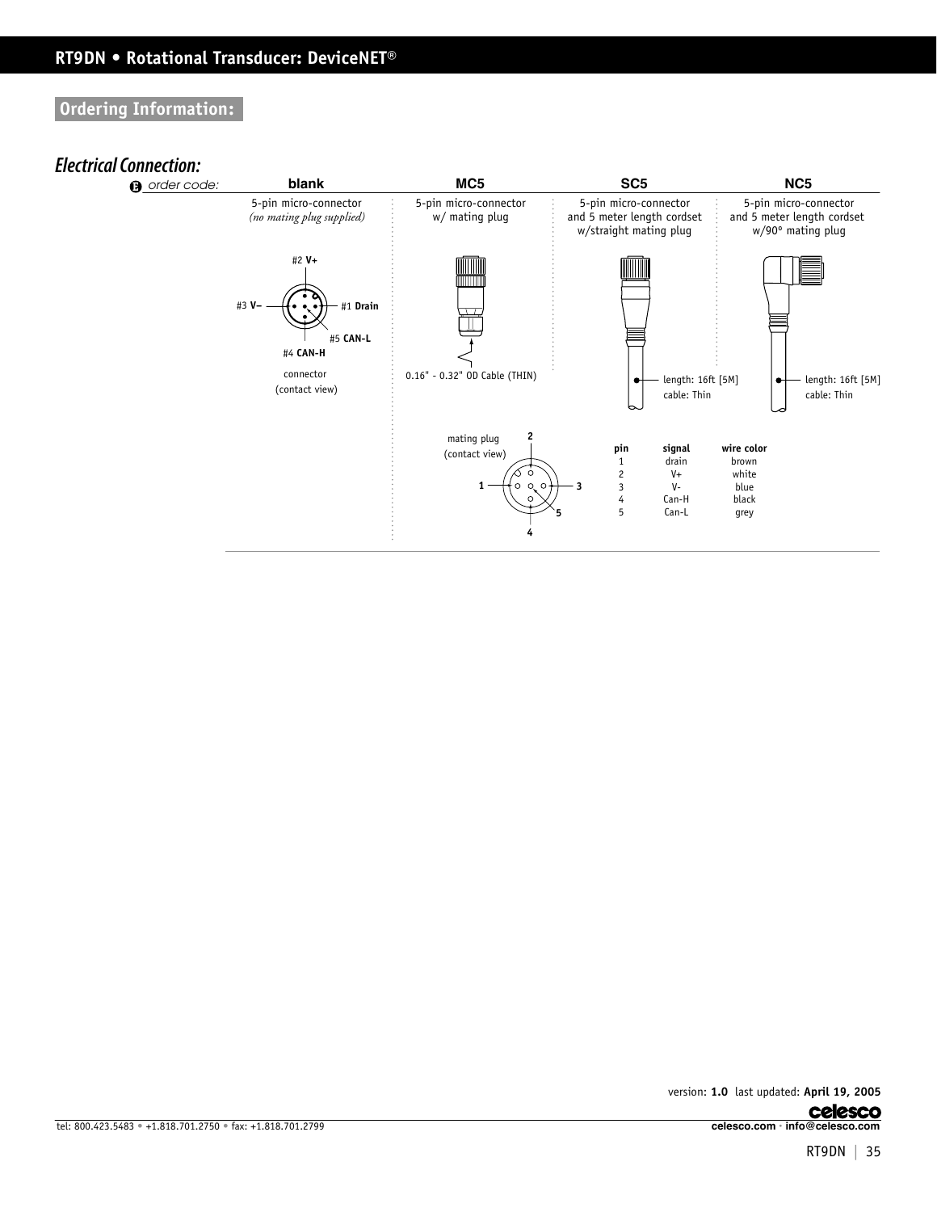## Ordering Information:

### *Electrical Connection:*

**E** *order code:*

| blank | MC5 | SC5 | NC5 |
|---|---|---|---|
| 5-pin micro-connector *(no mating plug supplied)* | 5-pin micro-connector w/ mating plug | 5-pin micro-connector and 5 meter length cordset w/straight mating plug | 5-pin micro-connector and 5 meter length cordset w/90° mating plug |

#2 **V+**
#3 **V–**
#1 **Drain**
#5 **CAN-L**
#4 **CAN-H**
connector (contact view)

0.16" - 0.32" OD Cable (THIN)

length: 16ft [5M]
cable: Thin

length: 16ft [5M]
cable: Thin

mating plug (contact view)
2
1
3
5
4

| pin | signal | wire color |
|---|---|---|
| 1 | drain | brown |
| 2 | V+ | white |
| 3 | V- | blue |
| 4 | Can-H | black |
| 5 | Can-L | grey |

version: **1.0** last updated: **April 19, 2005**

tel: 800.423.5483 • +1.818.701.2750 • fax: +1.818.701.2799

celesco
**celesco.com · info@celesco.com**